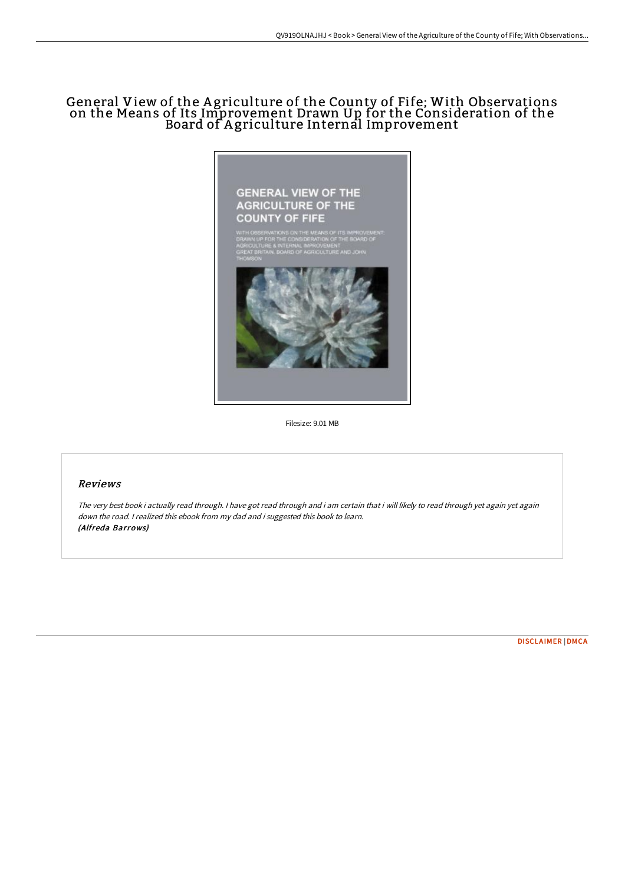# General View of the Agriculture of the County of Fife; With Observations on the Means of Its Improvement Drawn Up for the Consideration of the Board of Agriculture Internal Improvement

Filesize: 9.01 MB

## Reviews

*The very best book i actually read through. I have got read through and i am certain that i will likely to read through yet again yet again down the road. I realized this ebook from my dad and i suggested this book to learn.*
*(Alfreda Barrows)*

DISCLAIMER | DMCA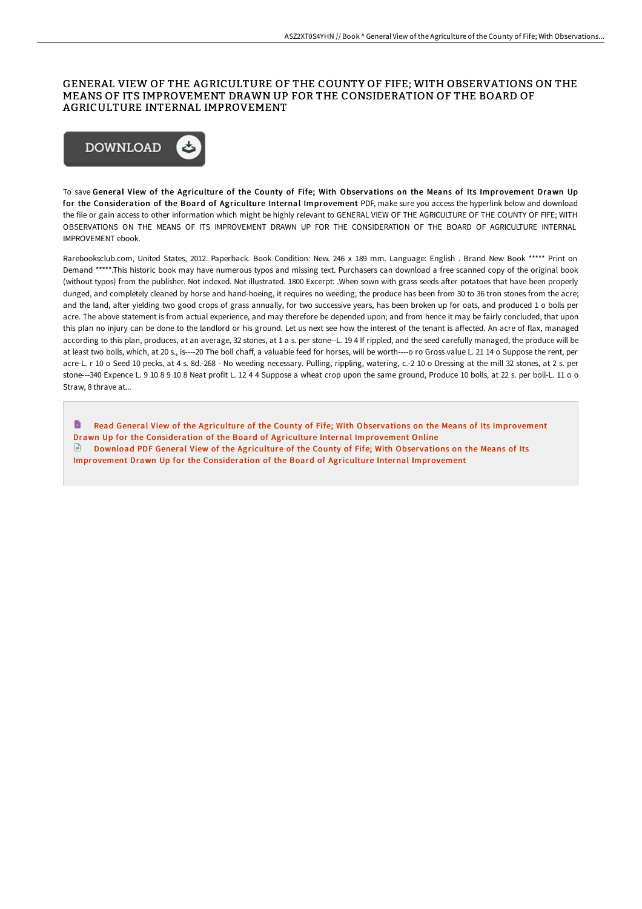# GENERAL VIEW OF THE AGRICULTURE OF THE COUNTY OF FIFE; WITH OBSERVATIONS ON THE MEANS OF ITS IMPROVEMENT DRAWN UP FOR THE CONSIDERATION OF THE BOARD OF AGRICULTURE INTERNAL IMPROVEMENT

DOWNLOAD

To save **General View of the Agriculture of the County of Fife; With Observations on the Means of Its Improvement Drawn Up for the Consideration of the Board of Agriculture Internal Improvement** PDF, make sure you access the hyperlink below and download the file or gain access to other information which might be highly relevant to GENERAL VIEW OF THE AGRICULTURE OF THE COUNTY OF FIFE; WITH OBSERVATIONS ON THE MEANS OF ITS IMPROVEMENT DRAWN UP FOR THE CONSIDERATION OF THE BOARD OF AGRICULTURE INTERNAL IMPROVEMENT ebook.

Rarebooksclub.com, United States, 2012. Paperback. Book Condition: New. 246 x 189 mm. Language: English . Brand New Book ***** Print on Demand *****.This historic book may have numerous typos and missing text. Purchasers can download a free scanned copy of the original book (without typos) from the publisher. Not indexed. Not illustrated. 1800 Excerpt: .When sown with grass seeds after potatoes that have been properly dunged, and completely cleaned by horse and hand-hoeing, it requires no weeding; the produce has been from 30 to 36 tron stones from the acre; and the land, after yielding two good crops of grass annually, for two successive years, has been broken up for oats, and produced 1 o bolls per acre. The above statement is from actual experience, and may therefore be depended upon; and from hence it may be fairly concluded, that upon this plan no injury can be done to the landlord or his ground. Let us next see how the interest of the tenant is affected. An acre of flax, managed according to this plan, produces, at an average, 32 stones, at 1 a s. per stone--L. 19 4 If rippled, and the seed carefully managed, the produce will be at least two bolls, which, at 20 s., is----20 The boll chaff, a valuable feed for horses, will be worth----o ro Gross value L. 21 14 o Suppose the rent, per acre-L. r 10 o Seed 10 pecks, at 4 s. 8d.-268 - No weeding necessary. Pulling, rippling, watering, c.-2 10 o Dressing at the mill 32 stones, at 2 s. per stone---340 Expence L. 9 10 8 9 10 8 Neat profit L. 12 4 4 Suppose a wheat crop upon the same ground, Produce 10 bolls, at 22 s. per boll-L. 11 o o Straw, 8 thrave at...

Read General View of the Agriculture of the County of Fife; With Observations on the Means of Its Improvement Drawn Up for the Consideration of the Board of Agriculture Internal Improvement Online

Download PDF General View of the Agriculture of the County of Fife; With Observations on the Means of Its Improvement Drawn Up for the Consideration of the Board of Agriculture Internal Improvement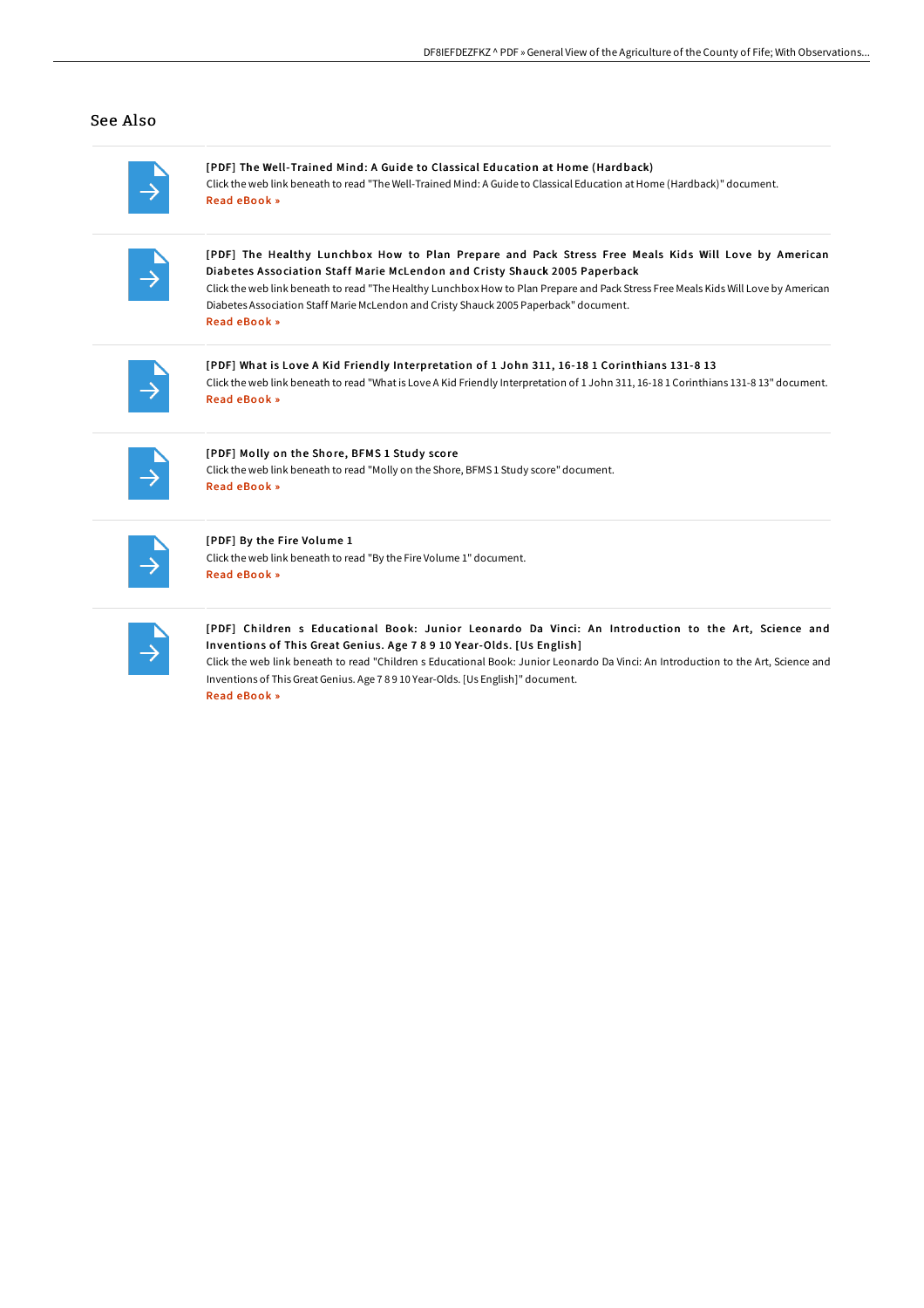## See Also

**[PDF] The Well-Trained Mind: A Guide to Classical Education at Home (Hardback)**

Click the web link beneath to read "The Well-Trained Mind: A Guide to Classical Education at Home (Hardback)" document.

Read eBook »

**[PDF] The Healthy Lunchbox How to Plan Prepare and Pack Stress Free Meals Kids Will Love by American Diabetes Association Staff Marie McLendon and Cristy Shauck 2005 Paperback**

Click the web link beneath to read "The Healthy Lunchbox How to Plan Prepare and Pack Stress Free Meals Kids Will Love by American Diabetes Association Staff Marie McLendon and Cristy Shauck 2005 Paperback" document.

Read eBook »

**[PDF] What is Love A Kid Friendly Interpretation of 1 John 311, 16-18 1 Corinthians 131-8 13**

Click the web link beneath to read "What is Love A Kid Friendly Interpretation of 1 John 311, 16-18 1 Corinthians 131-8 13" document.

Read eBook »

**[PDF] Molly on the Shore, BFMS 1 Study score**

Click the web link beneath to read "Molly on the Shore, BFMS 1 Study score" document.

Read eBook »

**[PDF] By the Fire Volume 1**

Click the web link beneath to read "By the Fire Volume 1" document.

Read eBook »

**[PDF] Children s Educational Book: Junior Leonardo Da Vinci: An Introduction to the Art, Science and Inventions of This Great Genius. Age 7 8 9 10 Year-Olds. [Us English]**

Click the web link beneath to read "Children s Educational Book: Junior Leonardo Da Vinci: An Introduction to the Art, Science and Inventions of This Great Genius. Age 7 8 9 10 Year-Olds. [Us English]" document.

Read eBook »